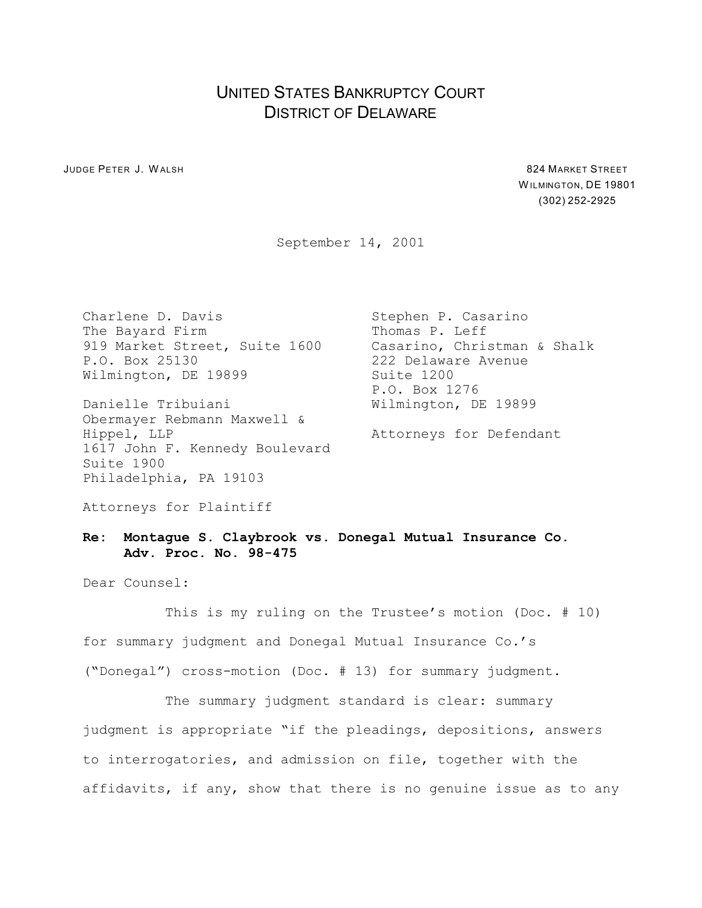# UNITED STATES BANKRUPTCY COURT
# DISTRICT OF DELAWARE

JUDGE PETER J. WALSH

824 MARKET STREET
WILMINGTON, DE 19801
(302) 252-2925

September 14, 2001

Charlene D. Davis
The Bayard Firm
919 Market Street, Suite 1600
P.O. Box 25130
Wilmington, DE 19899

Danielle Tribuiani
Obermayer Rebmann Maxwell & Hippel, LLP
1617 John F. Kennedy Boulevard
Suite 1900
Philadelphia, PA 19103

Attorneys for Plaintiff

Stephen P. Casarino
Thomas P. Leff
Casarino, Christman & Shalk
222 Delaware Avenue
Suite 1200
P.O. Box 1276
Wilmington, DE 19899

Attorneys for Defendant

**Re: Montague S. Claybrook vs. Donegal Mutual Insurance Co.**
**Adv. Proc. No. 98-475**

Dear Counsel:

This is my ruling on the Trustee's motion (Doc. # 10) for summary judgment and Donegal Mutual Insurance Co.'s ("Donegal") cross-motion (Doc. # 13) for summary judgment.

The summary judgment standard is clear: summary judgment is appropriate "if the pleadings, depositions, answers to interrogatories, and admission on file, together with the affidavits, if any, show that there is no genuine issue as to any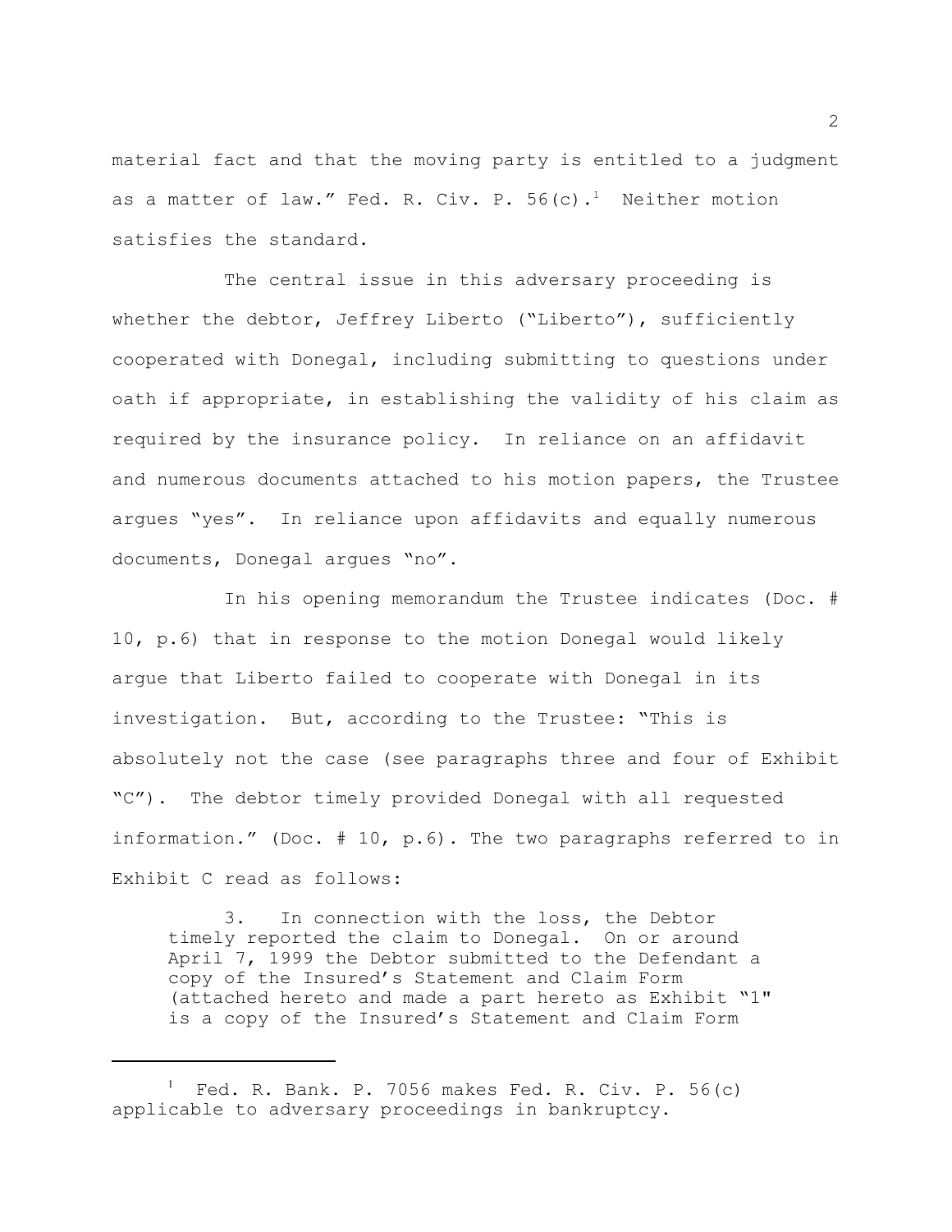material fact and that the moving party is entitled to a judgment as a matter of law." Fed. R. Civ. P. 56(c).[1] Neither motion satisfies the standard.

The central issue in this adversary proceeding is whether the debtor, Jeffrey Liberto ("Liberto"), sufficiently cooperated with Donegal, including submitting to questions under oath if appropriate, in establishing the validity of his claim as required by the insurance policy. In reliance on an affidavit and numerous documents attached to his motion papers, the Trustee argues "yes". In reliance upon affidavits and equally numerous documents, Donegal argues "no".

In his opening memorandum the Trustee indicates (Doc. # 10, p.6) that in response to the motion Donegal would likely argue that Liberto failed to cooperate with Donegal in its investigation. But, according to the Trustee: "This is absolutely not the case (see paragraphs three and four of Exhibit "C"). The debtor timely provided Donegal with all requested information." (Doc. # 10, p.6). The two paragraphs referred to in Exhibit C read as follows:

> 3. In connection with the loss, the Debtor timely reported the claim to Donegal. On or around April 7, 1999 the Debtor submitted to the Defendant a copy of the Insured's Statement and Claim Form (attached hereto and made a part hereto as Exhibit "1" is a copy of the Insured's Statement and Claim Form

---

[1] Fed. R. Bank. P. 7056 makes Fed. R. Civ. P. 56(c) applicable to adversary proceedings in bankruptcy.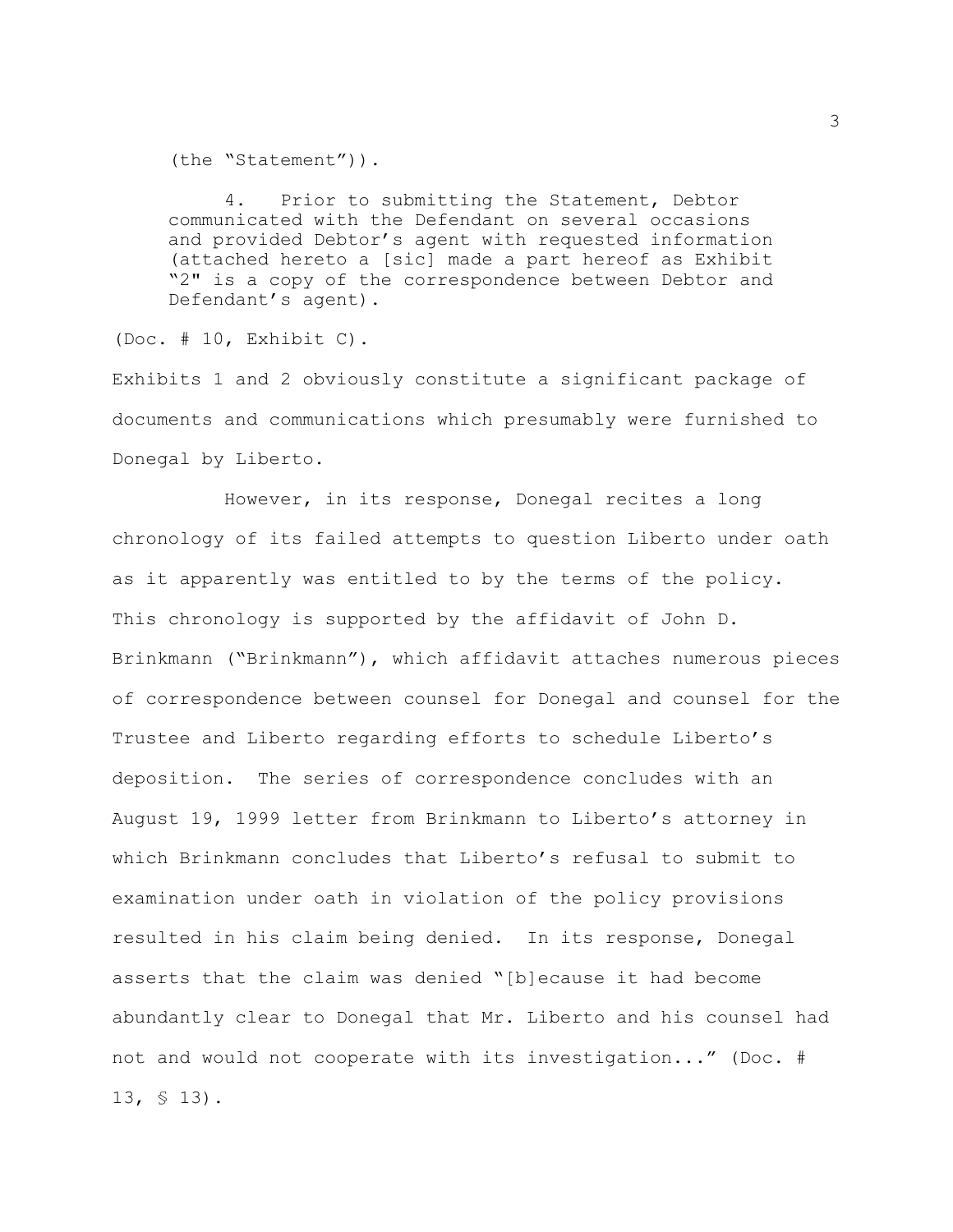(the "Statement")).

> 4. Prior to submitting the Statement, Debtor communicated with the Defendant on several occasions and provided Debtor's agent with requested information (attached hereto a [sic] made a part hereof as Exhibit "2" is a copy of the correspondence between Debtor and Defendant's agent).

(Doc. # 10, Exhibit C).

Exhibits 1 and 2 obviously constitute a significant package of documents and communications which presumably were furnished to Donegal by Liberto.

However, in its response, Donegal recites a long chronology of its failed attempts to question Liberto under oath as it apparently was entitled to by the terms of the policy. This chronology is supported by the affidavit of John D. Brinkmann ("Brinkmann"), which affidavit attaches numerous pieces of correspondence between counsel for Donegal and counsel for the Trustee and Liberto regarding efforts to schedule Liberto's deposition. The series of correspondence concludes with an August 19, 1999 letter from Brinkmann to Liberto's attorney in which Brinkmann concludes that Liberto's refusal to submit to examination under oath in violation of the policy provisions resulted in his claim being denied. In its response, Donegal asserts that the claim was denied "[b]ecause it had become abundantly clear to Donegal that Mr. Liberto and his counsel had not and would not cooperate with its investigation..." (Doc. # 13, § 13).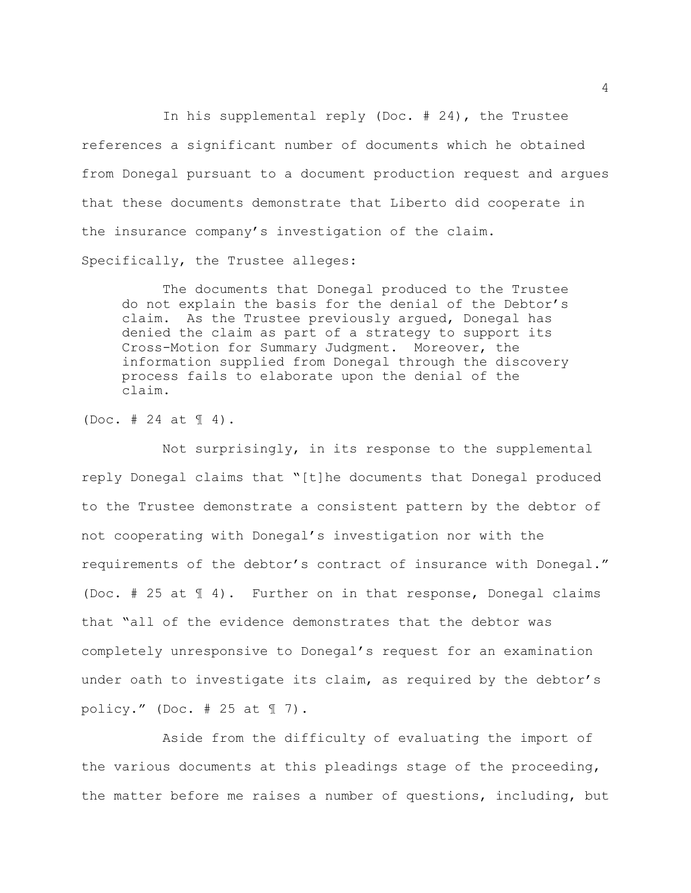In his supplemental reply (Doc. # 24), the Trustee references a significant number of documents which he obtained from Donegal pursuant to a document production request and argues that these documents demonstrate that Liberto did cooperate in the insurance company's investigation of the claim. Specifically, the Trustee alleges:

> The documents that Donegal produced to the Trustee do not explain the basis for the denial of the Debtor's claim. As the Trustee previously argued, Donegal has denied the claim as part of a strategy to support its Cross-Motion for Summary Judgment. Moreover, the information supplied from Donegal through the discovery process fails to elaborate upon the denial of the claim.

(Doc. # 24 at ¶ 4).

Not surprisingly, in its response to the supplemental reply Donegal claims that "[t]he documents that Donegal produced to the Trustee demonstrate a consistent pattern by the debtor of not cooperating with Donegal's investigation nor with the requirements of the debtor's contract of insurance with Donegal." (Doc. # 25 at ¶ 4). Further on in that response, Donegal claims that "all of the evidence demonstrates that the debtor was completely unresponsive to Donegal's request for an examination under oath to investigate its claim, as required by the debtor's policy." (Doc. # 25 at ¶ 7).

Aside from the difficulty of evaluating the import of the various documents at this pleadings stage of the proceeding, the matter before me raises a number of questions, including, but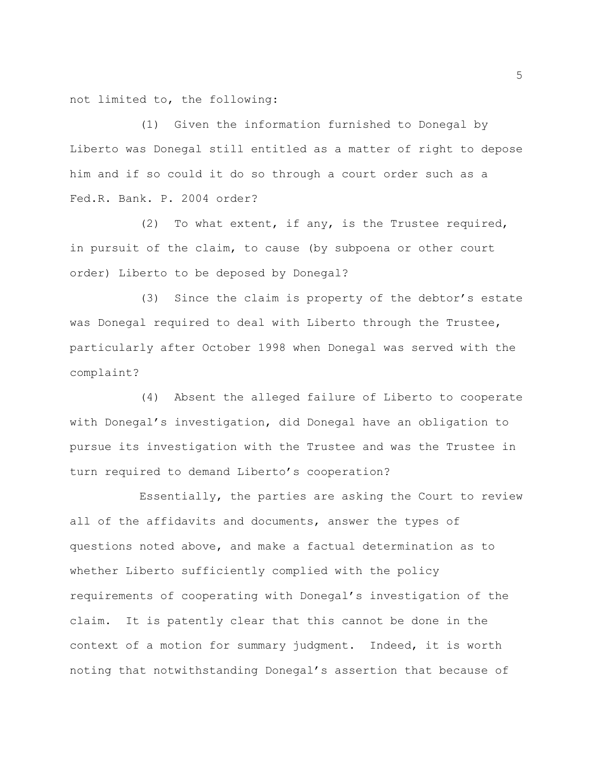not limited to, the following:

(1) Given the information furnished to Donegal by Liberto was Donegal still entitled as a matter of right to depose him and if so could it do so through a court order such as a Fed.R. Bank. P. 2004 order?

(2) To what extent, if any, is the Trustee required, in pursuit of the claim, to cause (by subpoena or other court order) Liberto to be deposed by Donegal?

(3) Since the claim is property of the debtor's estate was Donegal required to deal with Liberto through the Trustee, particularly after October 1998 when Donegal was served with the complaint?

(4) Absent the alleged failure of Liberto to cooperate with Donegal's investigation, did Donegal have an obligation to pursue its investigation with the Trustee and was the Trustee in turn required to demand Liberto's cooperation?

Essentially, the parties are asking the Court to review all of the affidavits and documents, answer the types of questions noted above, and make a factual determination as to whether Liberto sufficiently complied with the policy requirements of cooperating with Donegal's investigation of the claim. It is patently clear that this cannot be done in the context of a motion for summary judgment. Indeed, it is worth noting that notwithstanding Donegal's assertion that because of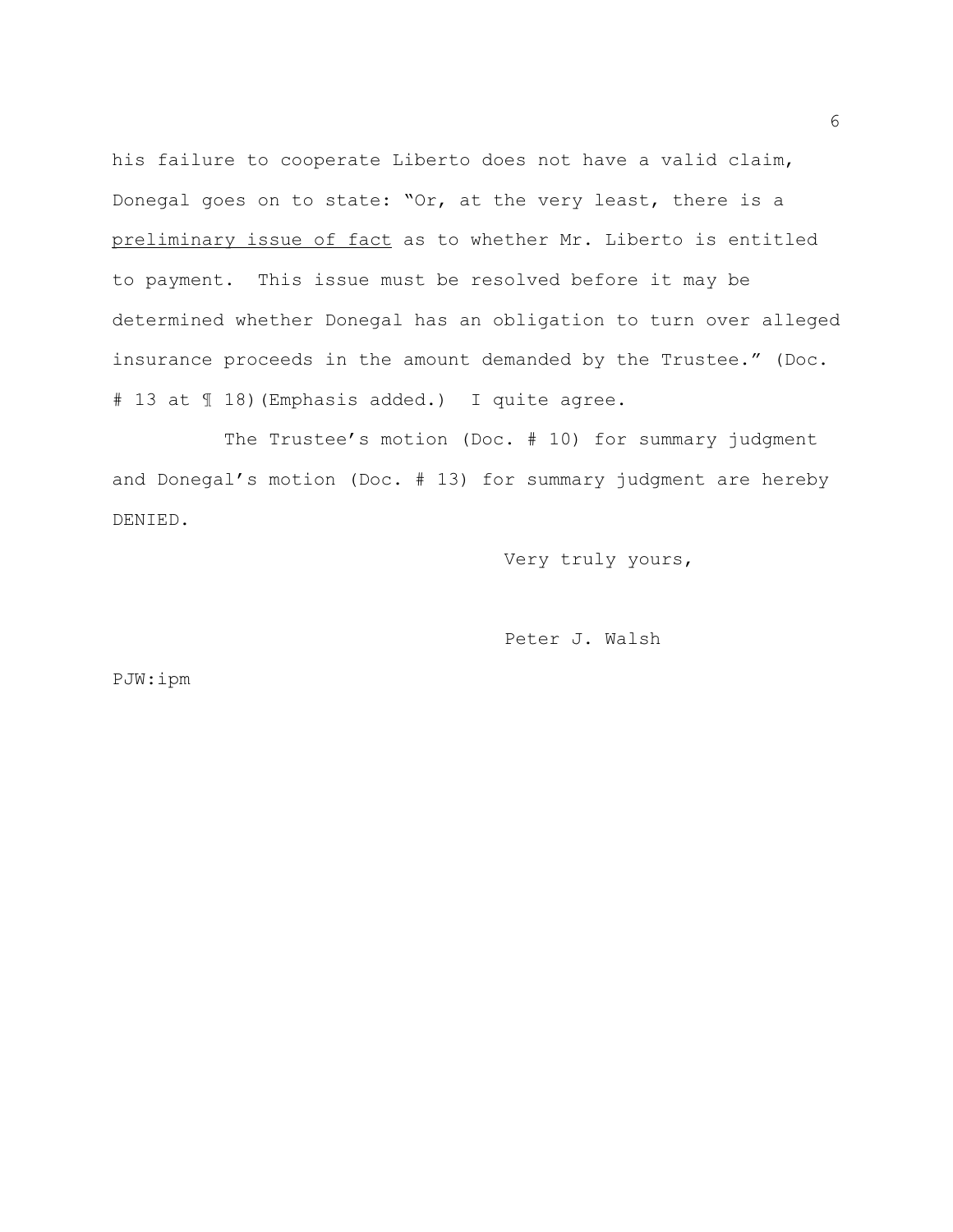his failure to cooperate Liberto does not have a valid claim, Donegal goes on to state: "Or, at the very least, there is a <u>preliminary issue of fact</u> as to whether Mr. Liberto is entitled to payment. This issue must be resolved before it may be determined whether Donegal has an obligation to turn over alleged insurance proceeds in the amount demanded by the Trustee." (Doc. # 13 at ¶ 18)(Emphasis added.) I quite agree.

The Trustee's motion (Doc. # 10) for summary judgment and Donegal's motion (Doc. # 13) for summary judgment are hereby DENIED.

Very truly yours,

Peter J. Walsh

PJW:ipm